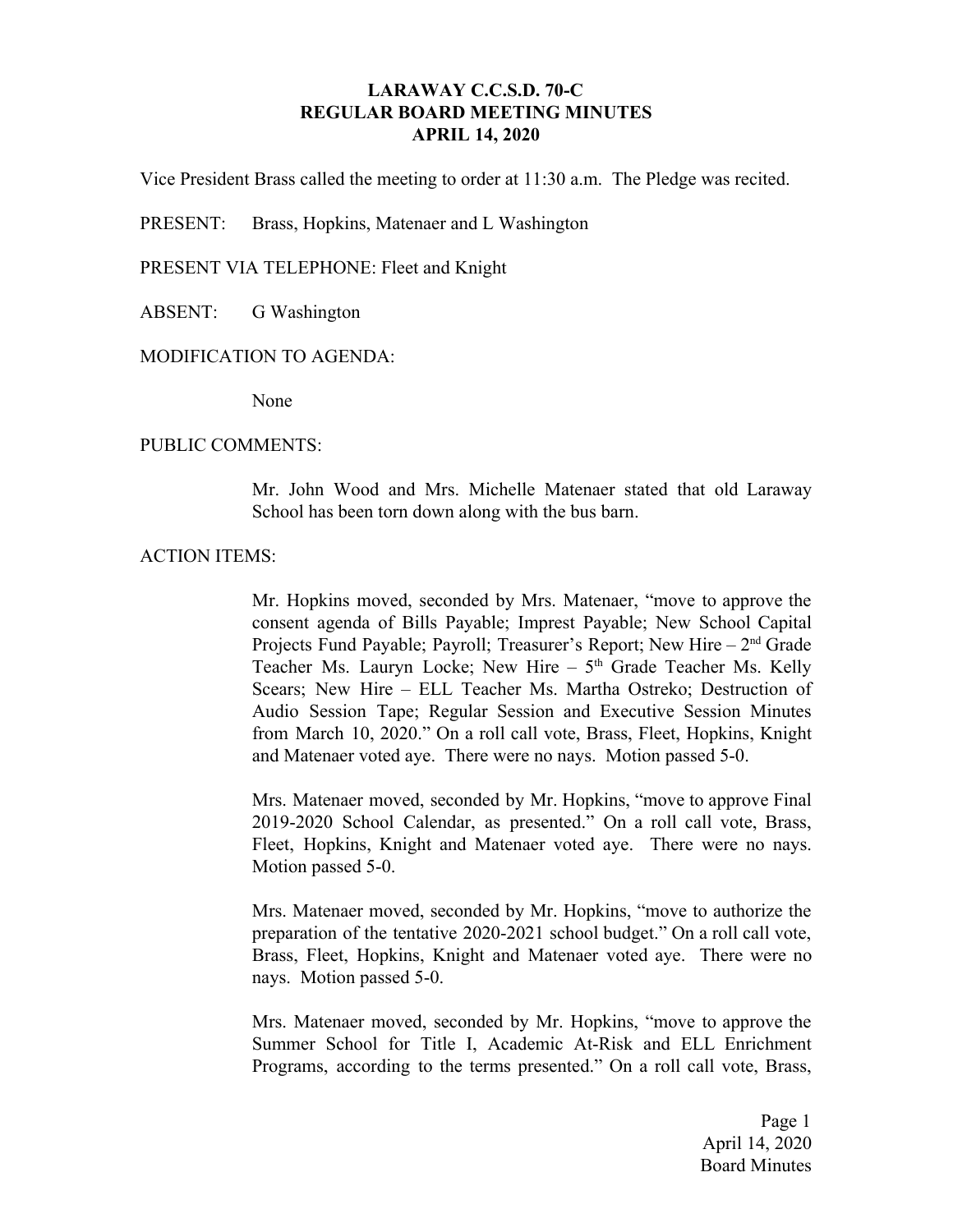# LARAWAY C.C.S.D. 70-C
## REGULAR BOARD MEETING MINUTES
## APRIL 14, 2020

Vice President Brass called the meeting to order at 11:30 a.m. The Pledge was recited.

PRESENT: Brass, Hopkins, Matenaer and L Washington

PRESENT VIA TELEPHONE: Fleet and Knight

ABSENT: G Washington

MODIFICATION TO AGENDA:

None

PUBLIC COMMENTS:

Mr. John Wood and Mrs. Michelle Matenaer stated that old Laraway School has been torn down along with the bus barn.

ACTION ITEMS:

Mr. Hopkins moved, seconded by Mrs. Matenaer, "move to approve the consent agenda of Bills Payable; Imprest Payable; New School Capital Projects Fund Payable; Payroll; Treasurer's Report; New Hire – 2nd Grade Teacher Ms. Lauryn Locke; New Hire – 5th Grade Teacher Ms. Kelly Scears; New Hire – ELL Teacher Ms. Martha Ostreko; Destruction of Audio Session Tape; Regular Session and Executive Session Minutes from March 10, 2020." On a roll call vote, Brass, Fleet, Hopkins, Knight and Matenaer voted aye. There were no nays. Motion passed 5-0.

Mrs. Matenaer moved, seconded by Mr. Hopkins, "move to approve Final 2019-2020 School Calendar, as presented." On a roll call vote, Brass, Fleet, Hopkins, Knight and Matenaer voted aye. There were no nays. Motion passed 5-0.

Mrs. Matenaer moved, seconded by Mr. Hopkins, "move to authorize the preparation of the tentative 2020-2021 school budget." On a roll call vote, Brass, Fleet, Hopkins, Knight and Matenaer voted aye. There were no nays. Motion passed 5-0.

Mrs. Matenaer moved, seconded by Mr. Hopkins, "move to approve the Summer School for Title I, Academic At-Risk and ELL Enrichment Programs, according to the terms presented." On a roll call vote, Brass,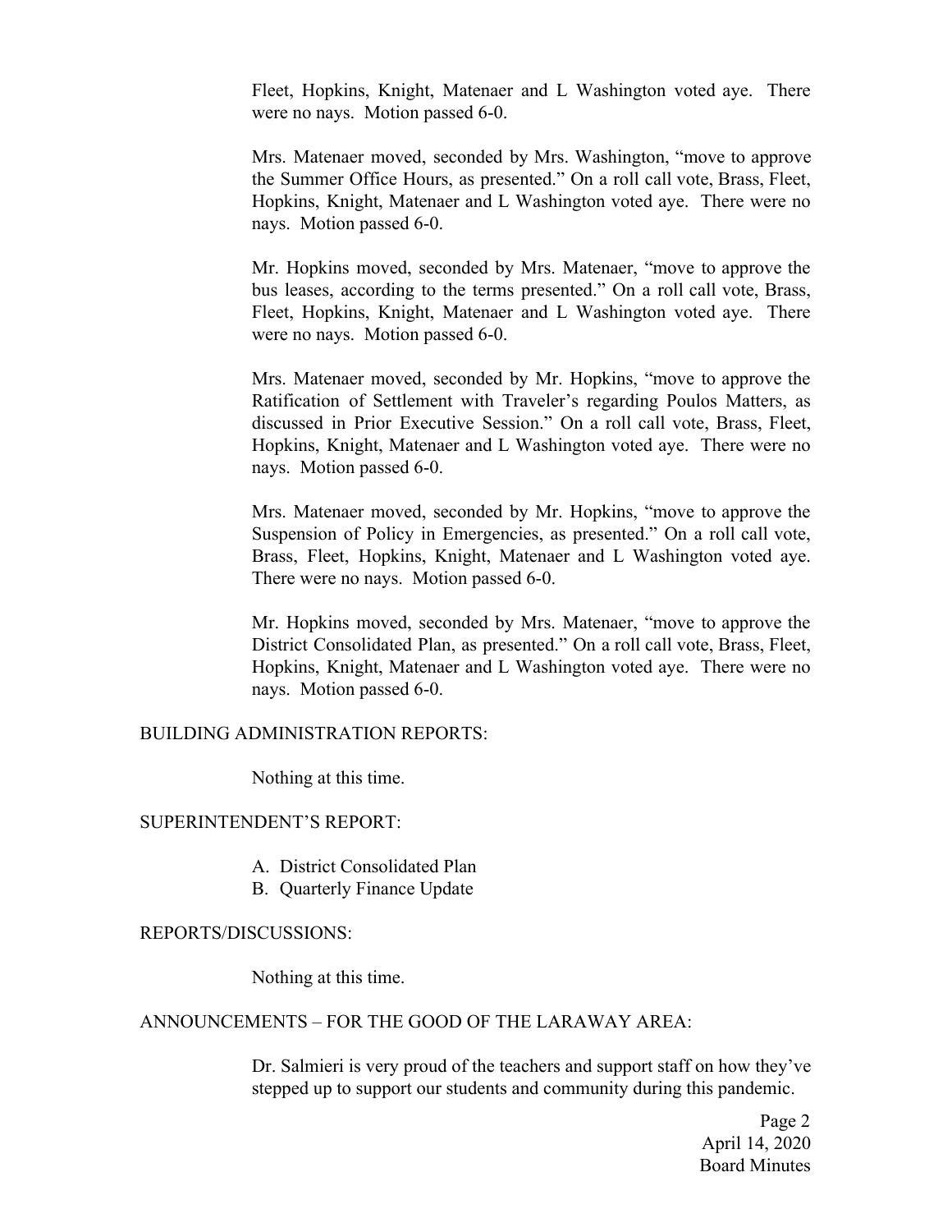Fleet, Hopkins, Knight, Matenaer and L Washington voted aye. There were no nays. Motion passed 6-0.

Mrs. Matenaer moved, seconded by Mrs. Washington, "move to approve the Summer Office Hours, as presented." On a roll call vote, Brass, Fleet, Hopkins, Knight, Matenaer and L Washington voted aye. There were no nays. Motion passed 6-0.

Mr. Hopkins moved, seconded by Mrs. Matenaer, "move to approve the bus leases, according to the terms presented." On a roll call vote, Brass, Fleet, Hopkins, Knight, Matenaer and L Washington voted aye. There were no nays. Motion passed 6-0.

Mrs. Matenaer moved, seconded by Mr. Hopkins, "move to approve the Ratification of Settlement with Traveler's regarding Poulos Matters, as discussed in Prior Executive Session." On a roll call vote, Brass, Fleet, Hopkins, Knight, Matenaer and L Washington voted aye. There were no nays. Motion passed 6-0.

Mrs. Matenaer moved, seconded by Mr. Hopkins, "move to approve the Suspension of Policy in Emergencies, as presented." On a roll call vote, Brass, Fleet, Hopkins, Knight, Matenaer and L Washington voted aye. There were no nays. Motion passed 6-0.

Mr. Hopkins moved, seconded by Mrs. Matenaer, "move to approve the District Consolidated Plan, as presented." On a roll call vote, Brass, Fleet, Hopkins, Knight, Matenaer and L Washington voted aye. There were no nays. Motion passed 6-0.

BUILDING ADMINISTRATION REPORTS:

Nothing at this time.

SUPERINTENDENT'S REPORT:

A. District Consolidated Plan
B. Quarterly Finance Update

REPORTS/DISCUSSIONS:

Nothing at this time.

ANNOUNCEMENTS – FOR THE GOOD OF THE LARAWAY AREA:

Dr. Salmieri is very proud of the teachers and support staff on how they've stepped up to support our students and community during this pandemic.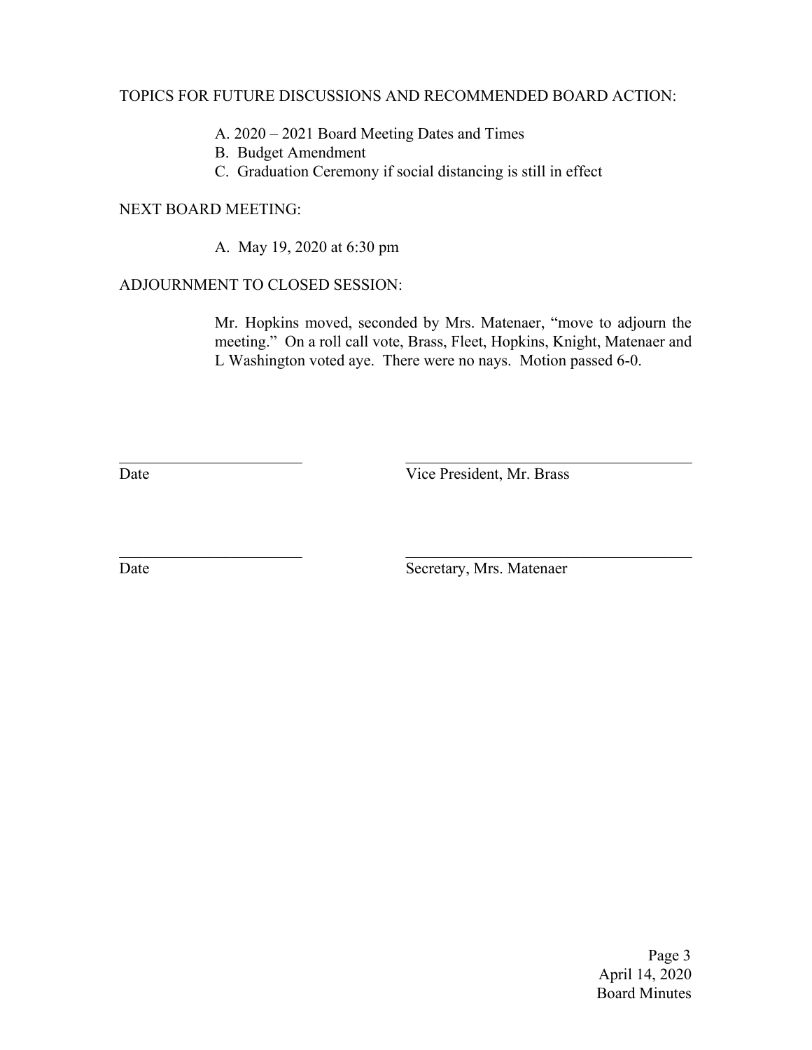TOPICS FOR FUTURE DISCUSSIONS AND RECOMMENDED BOARD ACTION:

A. 2020 – 2021 Board Meeting Dates and Times
B. Budget Amendment
C. Graduation Ceremony if social distancing is still in effect

NEXT BOARD MEETING:

A. May 19, 2020 at 6:30 pm

ADJOURNMENT TO CLOSED SESSION:

Mr. Hopkins moved, seconded by Mrs. Matenaer, "move to adjourn the meeting." On a roll call vote, Brass, Fleet, Hopkins, Knight, Matenaer and L Washington voted aye. There were no nays. Motion passed 6-0.

______________________ ______________________________________

Date Vice President, Mr. Brass

______________________ ______________________________________

Date Secretary, Mrs. Matenaer

April 14, 2020
Board Minutes